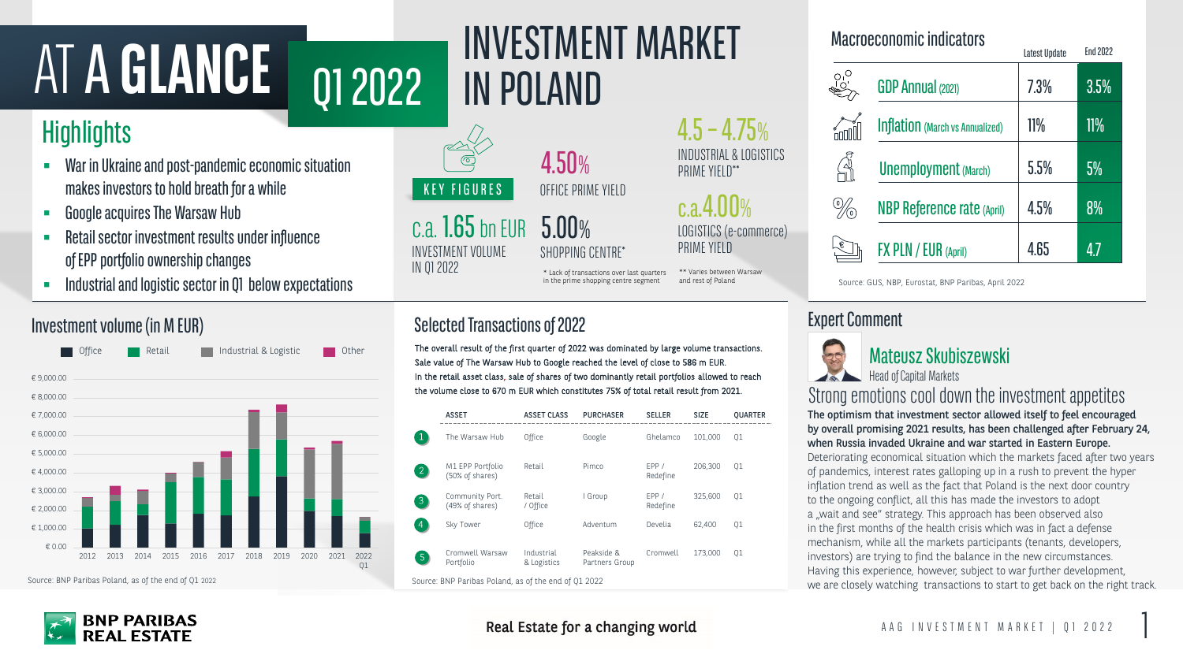# AT A GLANCE Q1 2022

# INVESTMENT MARKET IN POLAND

## Highlights

- War in Ukraine and post-pandemic economic situation makes investors to hold breath for a while
- Google acquires The Warsaw Hub
- Retail sector investment results under influence of EPP portfolio ownership changes
- Industrial and logistic sector in Q1 below expectations

## KEY FIGURES

**c.a. 1.65 bn EUR** INVESTMENT VOLUME IN Q1 2022

**4.50%** OFFICE PRIME YIELD

**5.00%** SHOPPING CENTRE*

**4.5 – 4.75%** INDUSTRIAL & LOGISTICS PRIME YIELD**

**c.a.4.00%** LOGISTICS (e-commerce) PRIME YIELD

\* Lack of transactions over last quarters in the prime shopping centre segment

\*\* Varies between Warsaw and rest of Poland

## Macroeconomic indicators

| | Latest Update | End 2022 |
|---|---|---|
| GDP Annual (2021) | 7.3% | 3.5% |
| Inflation (March vs Annualized) | 11% | 11% |
| Unemployment (March) | 5.5% | 5% |
| NBP Reference rate (April) | 4.5% | 8% |
| FX PLN / EUR (April) | 4.65 | 4.7 |

Source: GUS, NBP, Eurostat, BNP Paribas, April 2022

## Investment volume (in M EUR)

Office | Retail | Industrial & Logistic | Other

€ 0.00 – € 9,000.00; 2012, 2013, 2014, 2015, 2016, 2017, 2018, 2019, 2020, 2021, 2022 Q1

Source: BNP Paribas Poland, as of the end of Q1 2022

## Selected Transactions of 2022

The overall result of the first quarter of 2022 was dominated by large volume transactions. Sale value of The Warsaw Hub to Google reached the level of close to 586 m EUR. In the retail asset class, sale of shares of two dominantly retail portfolios allowed to reach the volume close to 670 m EUR which constitutes 75% of total retail result from 2021.

| | ASSET | ASSET CLASS | PURCHASER | SELLER | SIZE | QUARTER |
|---|---|---|---|---|---|---|
| 1 | The Warsaw Hub | Office | Google | Ghelamco | 101,000 | Q1 |
| 2 | M1 EPP Portfolio (50% of shares) | Retail | Pimco | EPP / Redefine | 206,300 | Q1 |
| 3 | Community Port. (49% of shares) | Retail / Office | I Group | EPP / Redefine | 325,600 | Q1 |
| 4 | Sky Tower | Office | Adventum | Develia | 62,400 | Q1 |
| 5 | Cromwell Warsaw Portfolio | Industrial & Logistics | Peakside & Partners Group | Cromwell | 173,000 | Q1 |

Source: BNP Paribas Poland, as of the end of Q1 2022

## Expert Comment

**Mateusz Skubiszewski**
Head of Capital Markets

### Strong emotions cool down the investment appetites

**The optimism that investment sector allowed itself to feel encouraged by overall promising 2021 results, has been challenged after February 24, when Russia invaded Ukraine and war started in Eastern Europe.** Deteriorating economical situation which the markets faced after two years of pandemics, interest rates galloping up in a rush to prevent the hyper inflation trend as well as the fact that Poland is the next door country to the ongoing conflict, all this has made the investors to adopt a „wait and see" strategy. This approach has been observed also in the first months of the health crisis which was in fact a defense mechanism, while all the markets participants (tenants, developers, investors) are trying to find the balance in the new circumstances. Having this experience, however, subject to war further development, we are closely watching transactions to start to get back on the right track.

BNP PARIBAS REAL ESTATE

Real Estate for a changing world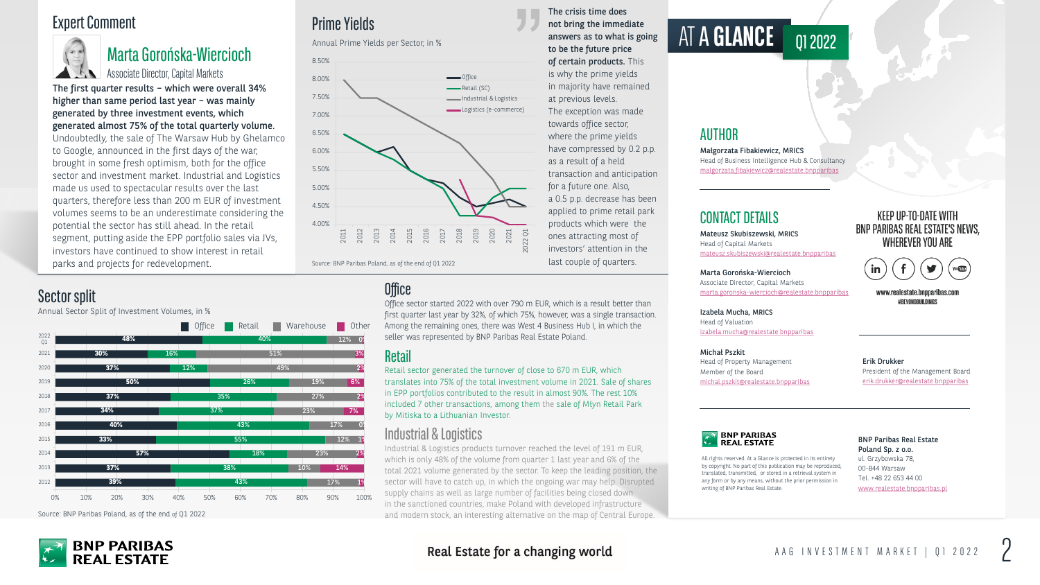## Expert Comment

### Marta Gorońska-Wiercioch

Associate Director, Capital Markets

**The first quarter results – which were overall 34% higher than same period last year – was mainly generated by three investment events, which generated almost 75% of the total quarterly volume.** Undoubtedly, the sale of The Warsaw Hub by Ghelamco to Google, announced in the first days of the war, brought in some fresh optimism, both for the office sector and investment market. Industrial and Logistics made us used to spectacular results over the last quarters, therefore less than 200 m EUR of investment volumes seems to be an underestimate considering the potential the sector has still ahead. In the retail segment, putting aside the EPP portfolio sales via JVs, investors have continued to show interest in retail parks and projects for redevelopment.

## Prime Yields

Annual Prime Yields per Sector, in %

8.50%
8.00%
7.50%
7.00%
6.50%
6.00%
5.50%
5.00%
4.50%
4.00%

2011 2012 2013 2014 2015 2016 2017 2018 2019 2020 2021 2022 Q1

Office
Retail (SC)
Industrial & Logistics
Logistics (e-commerce)

Source: BNP Paribas Poland, as of the end of Q1 2022

**The crisis time does not bring the immediate answers as to what is going to be the future price of certain products.** This is why the prime yields in majority have remained at previous levels. The exception was made towards office sector, where the prime yields have compressed by 0.2 p.p. as a result of a held transaction and anticipation for a future one. Also, a 0.5 p.p. decrease has been applied to prime retail park products which were the ones attracting most of investors' attention in the last couple of quarters.

## Sector split

Annual Sector Split of Investment Volumes, in %

Office Retail Warehouse Other

2022 Q1: 48% 40% 12% 0%
2021: 30% 16% 51% 3%
2020: 37% 12% 49% 2%
2019: 50% 26% 19% 6%
2018: 37% 35% 27% 2%
2017: 34% 37% 23% 7%
2016: 40% 43% 17% 0%
2015: 33% 55% 12% 1%
2014: 57% 18% 23% 2%
2013: 37% 38% 10% 14%
2012: 39% 43% 17% 1%

0% 10% 20% 30% 40% 50% 60% 70% 80% 90% 100%

Source: BNP Paribas Poland, as of the end of Q1 2022

## Office

Office sector started 2022 with over 790 m EUR, which is a result better than first quarter last year by 32%, of which 75%, however, was a single transaction. Among the remaining ones, there was West 4 Business Hub I, in which the seller was represented by BNP Paribas Real Estate Poland.

## Retail

Retail sector generated the turnover of close to 670 m EUR, which translates into 75% of the total investment volume in 2021. Sale of shares in EPP portfolios contributed to the result in almost 90%. The rest 10% included 7 other transactions, among them the sale of Młyn Retail Park by Mitiska to a Lithuanian Investor.

## Industrial & Logistics

Industrial & Logistics products turnover reached the level of 191 m EUR, which is only 48% of the volume from quarter 1 last year and 6% of the total 2021 volume generated by the sector. To keep the leading position, the sector will have to catch up, in which the ongoing war may help. Disrupted supply chains as well as large number of facilities being closed down in the sanctioned countries, make Poland with developed infrastructure and modern stock, an interesting alternative on the map of Central Europe.

# AT A GLANCE Q1 2022

## AUTHOR

Małgorzata Fibakiewicz, MRICS
Head of Business Intelligence Hub & Consultancy
malgorzata.fibakiewicz@realestate.bnpparibas

## CONTACT DETAILS

Mateusz Skubiszewski, MRICS
Head of Capital Markets
mateusz.skubiszewski@realestate.bnpparibas

Marta Gorońska-Wiercioch
Associate Director, Capital Markets
marta.goronska-wiercioch@realestate.bnpparibas

Izabela Mucha, MRICS
Head of Valuation
izabela.mucha@realestate.bnpparibas

Michał Pszkit
Head of Property Management
Member of the Board
michal.pszkit@realestate.bnpparibas

Erik Drukker
President of the Management Board
erik.drukker@realestate.bnpparibas

KEEP UP-TO-DATE WITH BNP PARIBAS REAL ESTATE'S NEWS, WHEREVER YOU ARE

www.realestate.bnpparibas.com
#BEYONDBUILDINGS

BNP PARIBAS REAL ESTATE

All rights reserved. At a Glance is protected in its entirety by copyright. No part of this publication may be reproduced, translated, transmitted, or stored in a retrieval system in any form or by any means, without the prior permission in writing of BNP Paribas Real Estate.

BNP Paribas Real Estate Poland Sp. z o.o.
ul. Grzybowska 78,
00-844 Warsaw
Tel. +48 22 653 44 00
www.realestate.bnpparibas.pl

Real Estate for a changing world